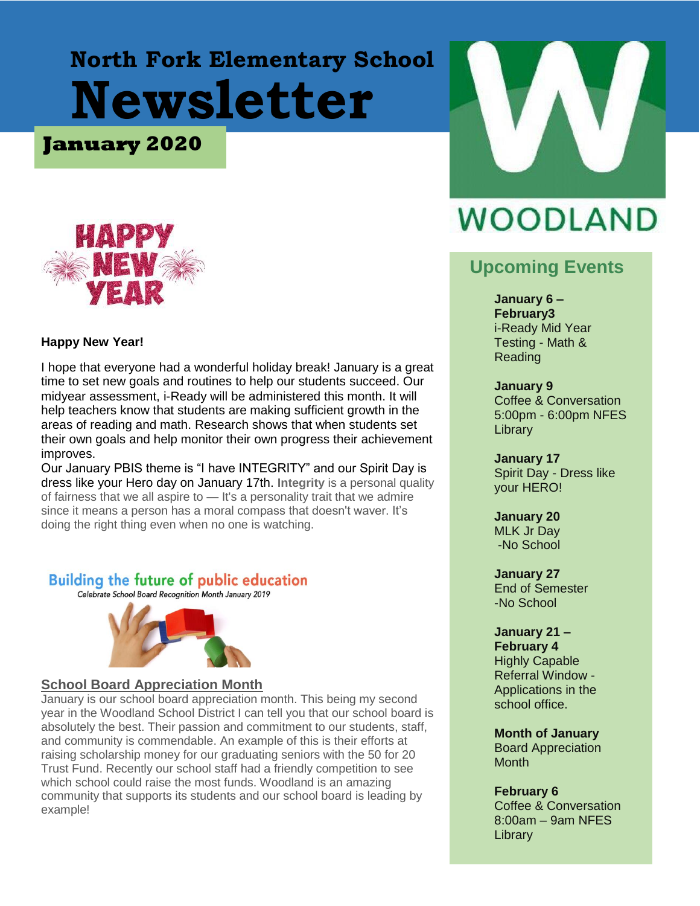# North Fork Elementary School Newsletter

## January 2020

WOODLAND

**Happy New Year!**

I hope that everyone had a wonderful holiday break! January is a great time to set new goals and routines to help our students succeed. Our midyear assessment, i-Ready will be administered this month. It will help teachers know that students are making sufficient growth in the areas of reading and math. Research shows that when students set their own goals and help monitor their own progress their achievement improves.

Our January PBIS theme is "I have INTEGRITY" and our Spirit Day is dress like your Hero day on January 17th. **Integrity** is a personal quality of fairness that we all aspire to — It's a personality trait that we admire since it means a person has a moral compass that doesn't waver. It's doing the right thing even when no one is watching.

Building the future of public education

*Celebrate School Board Recognition Month January 2019*

## School Board Appreciation Month

January is our school board appreciation month. This being my second year in the Woodland School District I can tell you that our school board is absolutely the best. Their passion and commitment to our students, staff, and community is commendable. An example of this is their efforts at raising scholarship money for our graduating seniors with the 50 for 20 Trust Fund. Recently our school staff had a friendly competition to see which school could raise the most funds. Woodland is an amazing community that supports its students and our school board is leading by example!

## Upcoming Events

**January 6 – February3**
i-Ready Mid Year Testing - Math & Reading

**January 9**
Coffee & Conversation 5:00pm - 6:00pm NFES Library

**January 17**
Spirit Day - Dress like your HERO!

**January 20**
MLK Jr Day
-No School

**January 27**
End of Semester
-No School

**January 21 – February 4**
Highly Capable Referral Window - Applications in the school office.

**Month of January**
Board Appreciation Month

**February 6**
Coffee & Conversation 8:00am – 9am NFES Library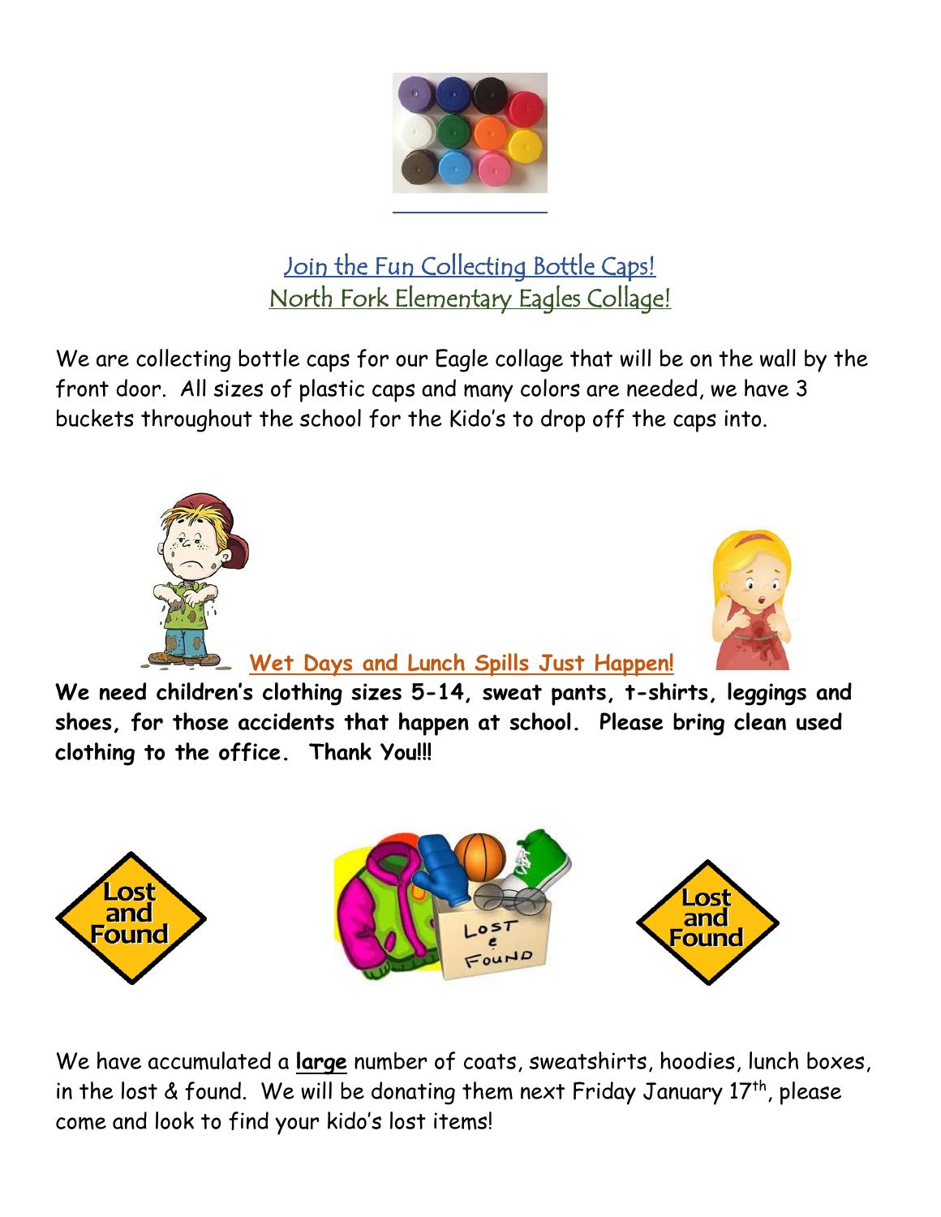## Join the Fun Collecting Bottle Caps!
## North Fork Elementary Eagles Collage!

We are collecting bottle caps for our Eagle collage that will be on the wall by the front door. All sizes of plastic caps and many colors are needed, we have 3 buckets throughout the school for the Kido's to drop off the caps into.

### Wet Days and Lunch Spills Just Happen!

**We need children's clothing sizes 5-14, sweat pants, t-shirts, leggings and shoes, for those accidents that happen at school. Please bring clean used clothing to the office. Thank You!!!**

We have accumulated a **large** number of coats, sweatshirts, hoodies, lunch boxes, in the lost & found. We will be donating them next Friday January 17th, please come and look to find your kido's lost items!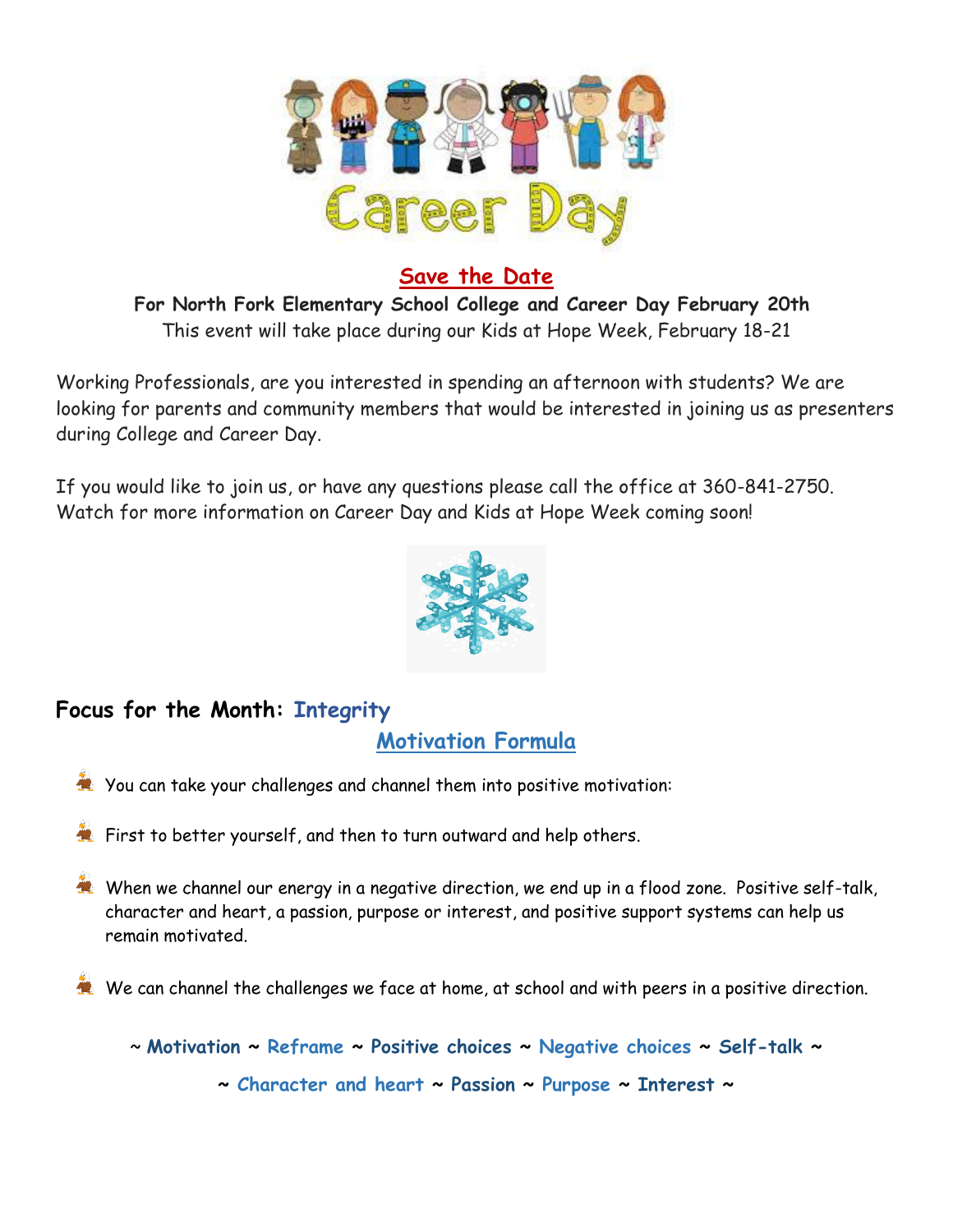# Career Day

## Save the Date

**For North Fork Elementary School College and Career Day February 20th**

This event will take place during our Kids at Hope Week, February 18-21

Working Professionals, are you interested in spending an afternoon with students? We are looking for parents and community members that would be interested in joining us as presenters during College and Career Day.

If you would like to join us, or have any questions please call the office at 360-841-2750. Watch for more information on Career Day and Kids at Hope Week coming soon!

## Focus for the Month: Integrity

### Motivation Formula

- You can take your challenges and channel them into positive motivation:
- First to better yourself, and then to turn outward and help others.
- When we channel our energy in a negative direction, we end up in a flood zone. Positive self-talk, character and heart, a passion, purpose or interest, and positive support systems can help us remain motivated.
- We can channel the challenges we face at home, at school and with peers in a positive direction.

~ **Motivation** ~ **Reframe** ~ **Positive choices** ~ **Negative choices** ~ **Self-talk** ~

~ **Character and heart** ~ **Passion** ~ **Purpose** ~ **Interest** ~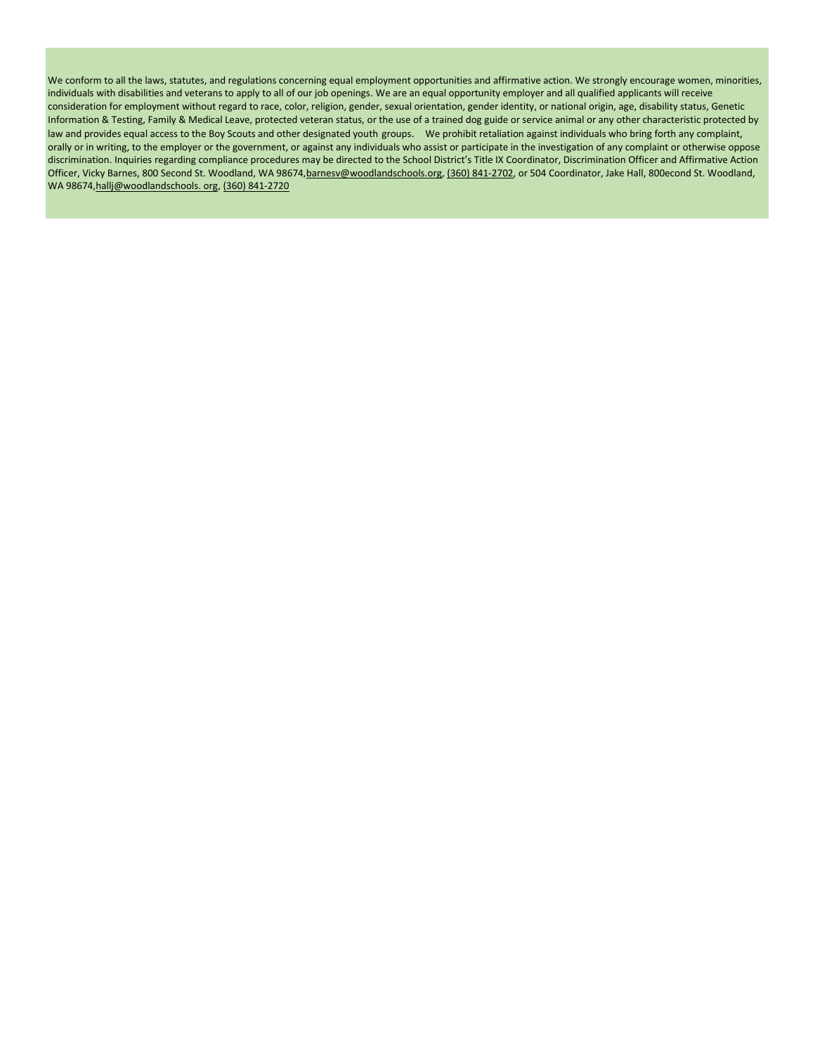We conform to all the laws, statutes, and regulations concerning equal employment opportunities and affirmative action. We strongly encourage women, minorities, individuals with disabilities and veterans to apply to all of our job openings. We are an equal opportunity employer and all qualified applicants will receive consideration for employment without regard to race, color, religion, gender, sexual orientation, gender identity, or national origin, age, disability status, Genetic Information & Testing, Family & Medical Leave, protected veteran status, or the use of a trained dog guide or service animal or any other characteristic protected by law and provides equal access to the Boy Scouts and other designated youth groups. We prohibit retaliation against individuals who bring forth any complaint, orally or in writing, to the employer or the government, or against any individuals who assist or participate in the investigation of any complaint or otherwise oppose discrimination. Inquiries regarding compliance procedures may be directed to the School District's Title IX Coordinator, Discrimination Officer and Affirmative Action Officer, Vicky Barnes, 800 Second St. Woodland, WA 98674,barnesv@woodlandschools.org, (360) 841-2702, or 504 Coordinator, Jake Hall, 800econd St. Woodland, WA 98674,hallj@woodlandschools. org, (360) 841-2720